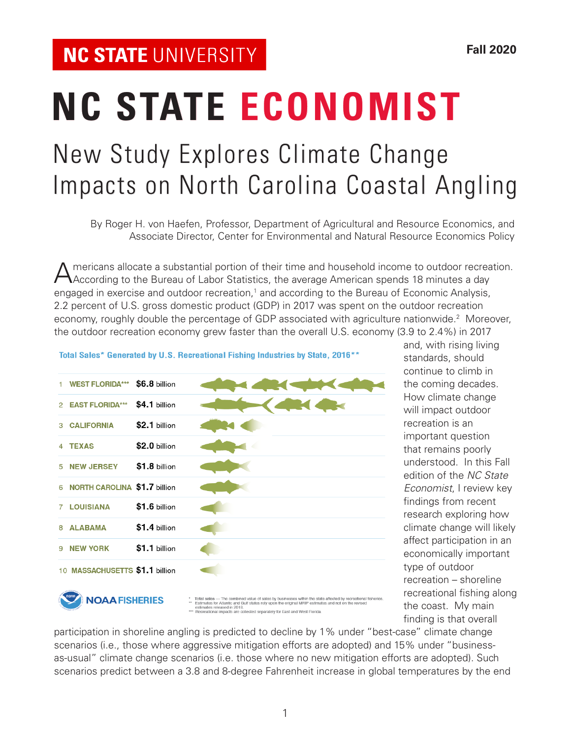NC STATE UNIVERSITY

Fall 2020

# NC STATE ECONOMIST

## New Study Explores Climate Change Impacts on North Carolina Coastal Angling

By Roger H. von Haefen, Professor, Department of Agricultural and Resource Economics, and Associate Director, Center for Environmental and Natural Resource Economics Policy

Americans allocate a substantial portion of their time and household income to outdoor recreation. According to the Bureau of Labor Statistics, the average American spends 18 minutes a day engaged in exercise and outdoor recreation,[1] and according to the Bureau of Economic Analysis, 2.2 percent of U.S. gross domestic product (GDP) in 2017 was spent on the outdoor recreation economy, roughly double the percentage of GDP associated with agriculture nationwide.[2] Moreover, the outdoor recreation economy grew faster than the overall U.S. economy (3.9 to 2.4%) in 2017 and, with rising living standards, should continue to climb in the coming decades. How climate change will impact outdoor recreation is an important question that remains poorly understood. In this Fall edition of the *NC State Economist*, I review key findings from recent research exploring how climate change will likely affect participation in an economically important type of outdoor recreation – shoreline recreational fishing along the coast. My main finding is that overall participation in shoreline angling is predicted to decline by 1% under "best-case" climate change scenarios (i.e., those where aggressive mitigation efforts are adopted) and 15% under "business-as-usual" climate change scenarios (i.e. those where no new mitigation efforts are adopted). Such scenarios predict between a 3.8 and 8-degree Fahrenheit increase in global temperatures by the end

**Total Sales* Generated by U.S. Recreational Fishing Industries by State, 2016****

| Rank | State | Total Sales |
|---|---|---|
| 1 | WEST FLORIDA*** | $6.8 billion |
| 2 | EAST FLORIDA*** | $4.1 billion |
| 3 | CALIFORNIA | $2.1 billion |
| 4 | TEXAS | $2.0 billion |
| 5 | NEW JERSEY | $1.8 billion |
| 6 | NORTH CAROLINA | $1.7 billion |
| 7 | LOUISIANA | $1.6 billion |
| 8 | ALABAMA | $1.4 billion |
| 9 | NEW YORK | $1.1 billion |
| 10 | MASSACHUSETTS | $1.1 billion |

NOAA FISHERIES

\* Total sales — The combined value of sales by businesses within the state affected by recreational fisheries.
\*\* Estimates for Atlantic and Gulf states rely upon the original MRIP estimates and not on the revised estimates released in 2018.
\*\*\* Recreational impacts are collected separately for East and West Florida.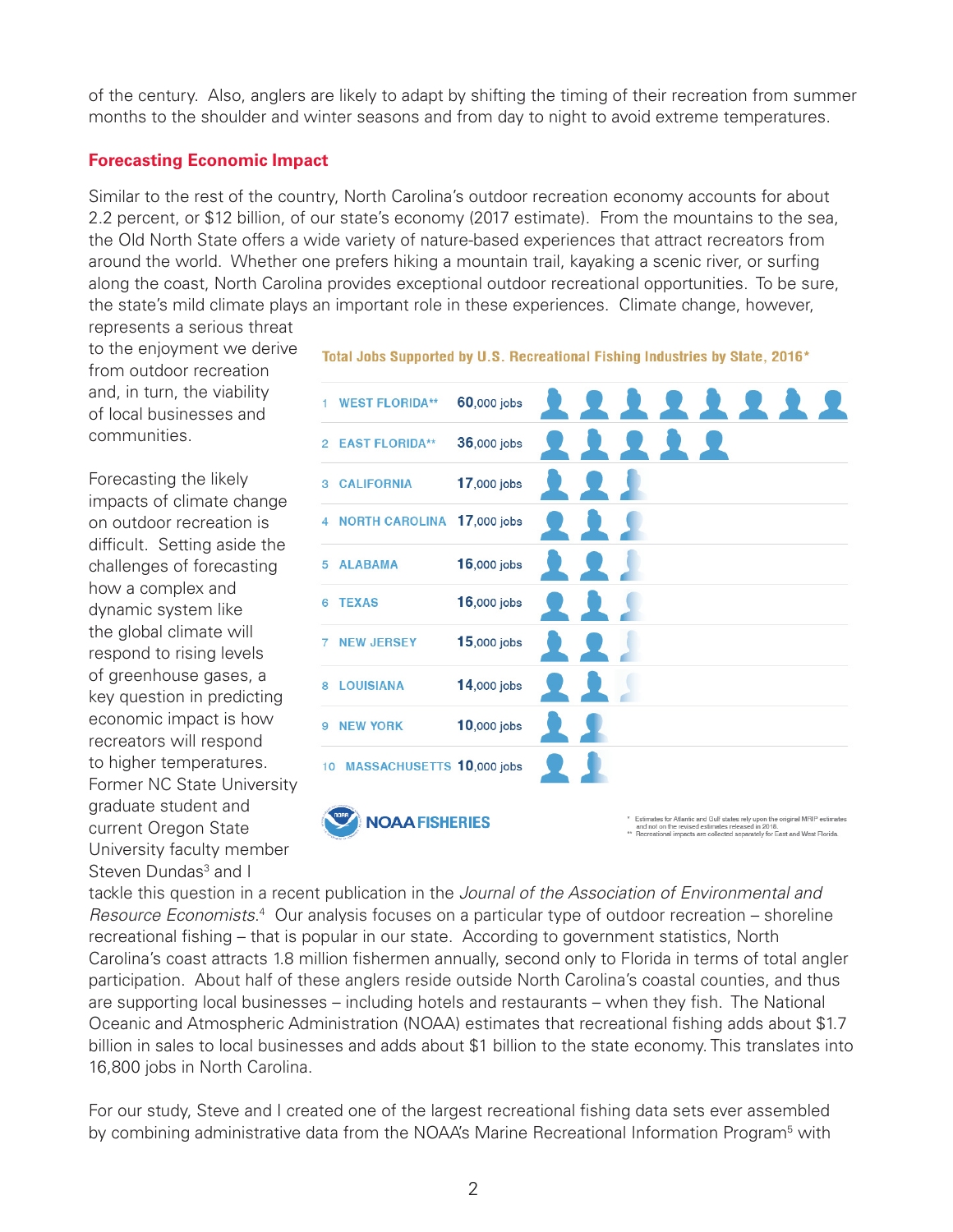of the century. Also, anglers are likely to adapt by shifting the timing of their recreation from summer months to the shoulder and winter seasons and from day to night to avoid extreme temperatures.

## Forecasting Economic Impact

Similar to the rest of the country, North Carolina's outdoor recreation economy accounts for about 2.2 percent, or $12 billion, of our state's economy (2017 estimate). From the mountains to the sea, the Old North State offers a wide variety of nature-based experiences that attract recreators from around the world. Whether one prefers hiking a mountain trail, kayaking a scenic river, or surfing along the coast, North Carolina provides exceptional outdoor recreational opportunities. To be sure, the state's mild climate plays an important role in these experiences. Climate change, however, represents a serious threat to the enjoyment we derive from outdoor recreation and, in turn, the viability of local businesses and communities.

**Total Jobs Supported by U.S. Recreational Fishing Industries by State, 2016***

| Rank | State | Jobs |
|---|---|---|
| 1 | WEST FLORIDA** | 60,000 jobs |
| 2 | EAST FLORIDA** | 36,000 jobs |
| 3 | CALIFORNIA | 17,000 jobs |
| 4 | NORTH CAROLINA | 17,000 jobs |
| 5 | ALABAMA | 16,000 jobs |
| 6 | TEXAS | 16,000 jobs |
| 7 | NEW JERSEY | 15,000 jobs |
| 8 | LOUISIANA | 14,000 jobs |
| 9 | NEW YORK | 10,000 jobs |
| 10 | MASSACHUSETTS | 10,000 jobs |

NOAA FISHERIES

\* Estimates for Atlantic and Gulf states rely upon the original MRIP estimates and not on the revised estimates released in 2018.
\** Recreational impacts are collected separately for East and West Florida.

Forecasting the likely impacts of climate change on outdoor recreation is difficult. Setting aside the challenges of forecasting how a complex and dynamic system like the global climate will respond to rising levels of greenhouse gases, a key question in predicting economic impact is how recreators will respond to higher temperatures. Former NC State University graduate student and current Oregon State University faculty member Steven Dundas[3] and I tackle this question in a recent publication in the *Journal of the Association of Environmental and Resource Economists*.[4] Our analysis focuses on a particular type of outdoor recreation – shoreline recreational fishing – that is popular in our state. According to government statistics, North Carolina's coast attracts 1.8 million fishermen annually, second only to Florida in terms of total angler participation. About half of these anglers reside outside North Carolina's coastal counties, and thus are supporting local businesses – including hotels and restaurants – when they fish. The National Oceanic and Atmospheric Administration (NOAA) estimates that recreational fishing adds about $1.7 billion in sales to local businesses and adds about $1 billion to the state economy. This translates into 16,800 jobs in North Carolina.

For our study, Steve and I created one of the largest recreational fishing data sets ever assembled by combining administrative data from the NOAA's Marine Recreational Information Program[5] with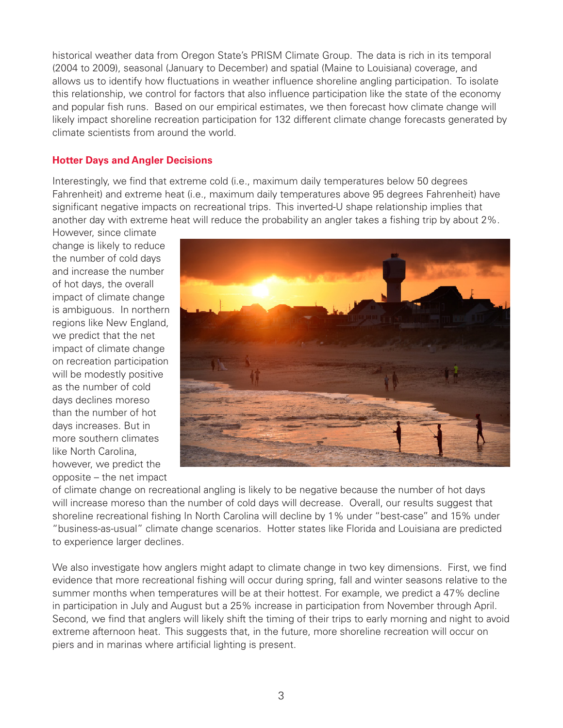historical weather data from Oregon State's PRISM Climate Group. The data is rich in its temporal (2004 to 2009), seasonal (January to December) and spatial (Maine to Louisiana) coverage, and allows us to identify how fluctuations in weather influence shoreline angling participation. To isolate this relationship, we control for factors that also influence participation like the state of the economy and popular fish runs. Based on our empirical estimates, we then forecast how climate change will likely impact shoreline recreation participation for 132 different climate change forecasts generated by climate scientists from around the world.

## Hotter Days and Angler Decisions

Interestingly, we find that extreme cold (i.e., maximum daily temperatures below 50 degrees Fahrenheit) and extreme heat (i.e., maximum daily temperatures above 95 degrees Fahrenheit) have significant negative impacts on recreational trips. This inverted-U shape relationship implies that another day with extreme heat will reduce the probability an angler takes a fishing trip by about 2%. However, since climate change is likely to reduce the number of cold days and increase the number of hot days, the overall impact of climate change is ambiguous. In northern regions like New England, we predict that the net impact of climate change on recreation participation will be modestly positive as the number of cold days declines moreso than the number of hot days increases. But in more southern climates like North Carolina, however, we predict the opposite – the net impact of climate change on recreational angling is likely to be negative because the number of hot days will increase moreso than the number of cold days will decrease. Overall, our results suggest that shoreline recreational fishing In North Carolina will decline by 1% under "best-case" and 15% under "business-as-usual" climate change scenarios. Hotter states like Florida and Louisiana are predicted to experience larger declines.

We also investigate how anglers might adapt to climate change in two key dimensions. First, we find evidence that more recreational fishing will occur during spring, fall and winter seasons relative to the summer months when temperatures will be at their hottest. For example, we predict a 47% decline in participation in July and August but a 25% increase in participation from November through April. Second, we find that anglers will likely shift the timing of their trips to early morning and night to avoid extreme afternoon heat. This suggests that, in the future, more shoreline recreation will occur on piers and in marinas where artificial lighting is present.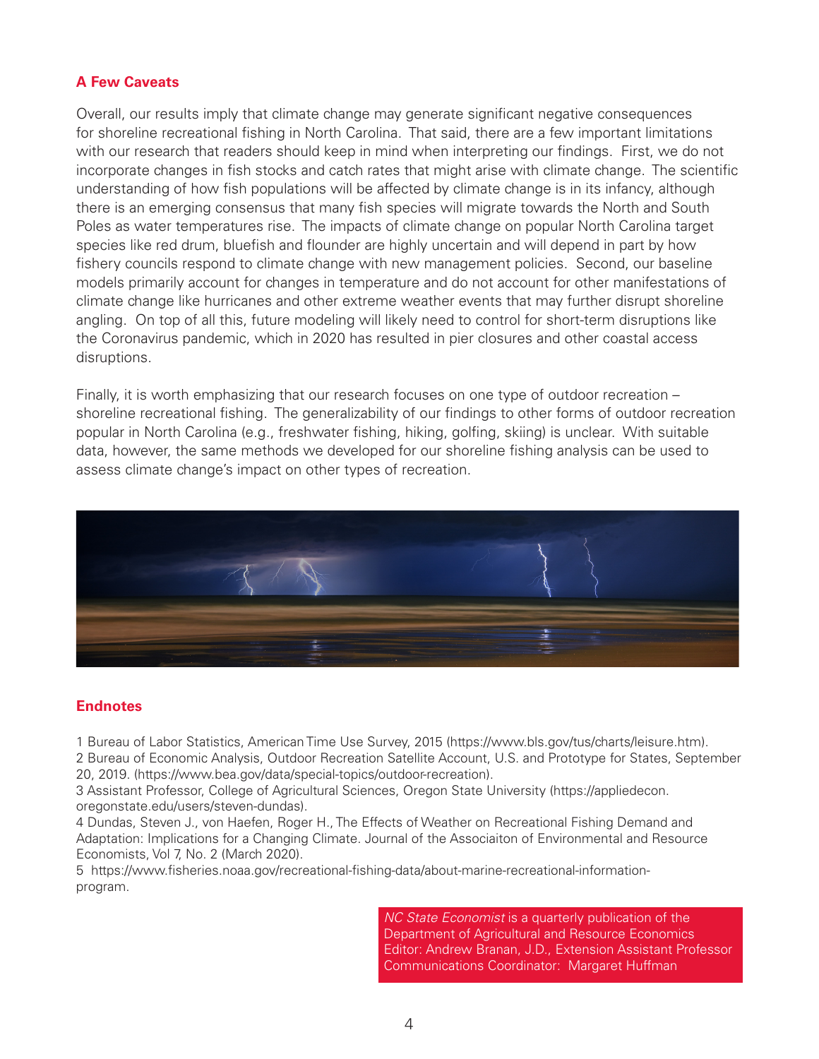## A Few Caveats

Overall, our results imply that climate change may generate significant negative consequences for shoreline recreational fishing in North Carolina. That said, there are a few important limitations with our research that readers should keep in mind when interpreting our findings. First, we do not incorporate changes in fish stocks and catch rates that might arise with climate change. The scientific understanding of how fish populations will be affected by climate change is in its infancy, although there is an emerging consensus that many fish species will migrate towards the North and South Poles as water temperatures rise. The impacts of climate change on popular North Carolina target species like red drum, bluefish and flounder are highly uncertain and will depend in part by how fishery councils respond to climate change with new management policies. Second, our baseline models primarily account for changes in temperature and do not account for other manifestations of climate change like hurricanes and other extreme weather events that may further disrupt shoreline angling. On top of all this, future modeling will likely need to control for short-term disruptions like the Coronavirus pandemic, which in 2020 has resulted in pier closures and other coastal access disruptions.

Finally, it is worth emphasizing that our research focuses on one type of outdoor recreation – shoreline recreational fishing. The generalizability of our findings to other forms of outdoor recreation popular in North Carolina (e.g., freshwater fishing, hiking, golfing, skiing) is unclear. With suitable data, however, the same methods we developed for our shoreline fishing analysis can be used to assess climate change's impact on other types of recreation.

## Endnotes

1 Bureau of Labor Statistics, American Time Use Survey, 2015 (https://www.bls.gov/tus/charts/leisure.htm).
2 Bureau of Economic Analysis, Outdoor Recreation Satellite Account, U.S. and Prototype for States, September 20, 2019. (https://www.bea.gov/data/special-topics/outdoor-recreation).
3 Assistant Professor, College of Agricultural Sciences, Oregon State University (https://appliedecon.oregonstate.edu/users/steven-dundas).
4 Dundas, Steven J., von Haefen, Roger H., The Effects of Weather on Recreational Fishing Demand and Adaptation: Implications for a Changing Climate. Journal of the Associaiton of Environmental and Resource Economists, Vol 7, No. 2 (March 2020).
5 https://www.fisheries.noaa.gov/recreational-fishing-data/about-marine-recreational-information-program.

*NC State Economist* is a quarterly publication of the Department of Agricultural and Resource Economics
Editor: Andrew Branan, J.D., Extension Assistant Professor
Communications Coordinator: Margaret Huffman